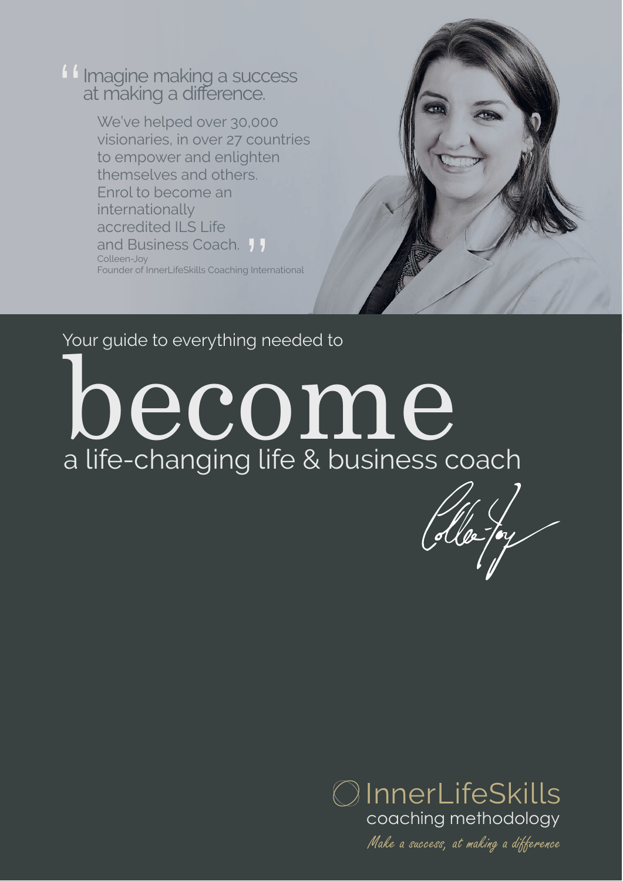> "Imagine making a success at making a difference.
>
> We've helped over 30,000 visionaries, in over 27 countries to empower and enlighten themselves and others. Enrol to become an internationally accredited ILS Life and Business Coach."
>
> Colleen-Joy
> Founder of InnerLifeSkills Coaching International

Your guide to everything needed to

# become

## a life-changing life & business coach

Colleen-Joy

InnerLifeSkills
coaching methodology

*Make a success, at making a difference*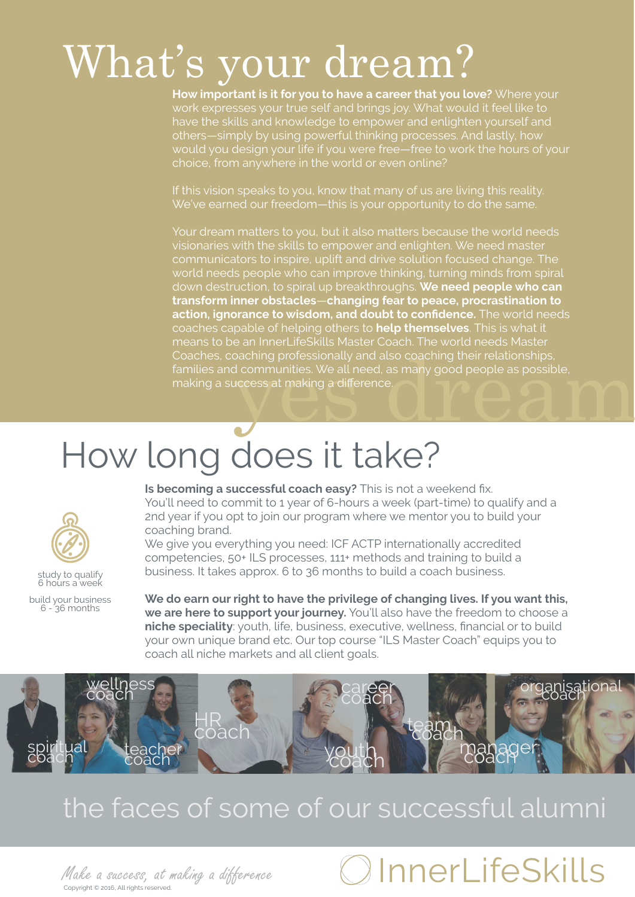# What's your dream?

**How important is it for you to have a career that you love?** Where your work expresses your true self and brings joy. What would it feel like to have the skills and knowledge to empower and enlighten yourself and others—simply by using powerful thinking processes. And lastly, how would you design your life if you were free—free to work the hours of your choice, from anywhere in the world or even online?

If this vision speaks to you, know that many of us are living this reality. We've earned our freedom—this is your opportunity to do the same.

Your dream matters to you, but it also matters because the world needs visionaries with the skills to empower and enlighten. We need master communicators to inspire, uplift and drive solution focused change. The world needs people who can improve thinking, turning minds from spiral down destruction, to spiral up breakthroughs. **We need people who can transform inner obstacles—changing fear to peace, procrastination to action, ignorance to wisdom, and doubt to confidence.** The world needs coaches capable of helping others to **help themselves**. This is what it means to be an InnerLifeSkills Master Coach. The world needs Master Coaches, coaching professionally and also coaching their relationships, families and communities. We all need, as many good people as possible, making a success at making a difference.

yes dream

# How long does it take?

study to qualify
6 hours a week

build your business
6 - 36 months

**Is becoming a successful coach easy?** This is not a weekend fix. You'll need to commit to 1 year of 6-hours a week (part-time) to qualify and a 2nd year if you opt to join our program where we mentor you to build your coaching brand.
We give you everything you need: ICF ACTP internationally accredited competencies, 50+ ILS processes, 111+ methods and training to build a business. It takes approx. 6 to 36 months to build a coach business.

**We do earn our right to have the privilege of changing lives. If you want this, we are here to support your journey.** You'll also have the freedom to choose a **niche speciality**: youth, life, business, executive, wellness, financial or to build your own unique brand etc. Our top course "ILS Master Coach" equips you to coach all niche markets and all client goals.

spiritual coach · wellness coach · teacher coach · HR coach · career coach · youth coach · team coach · manager coach · organisational coach

the faces of some of our successful alumni

*Make a success, at making a difference*

Copyright © 2016, All rights reserved.

InnerLifeSkills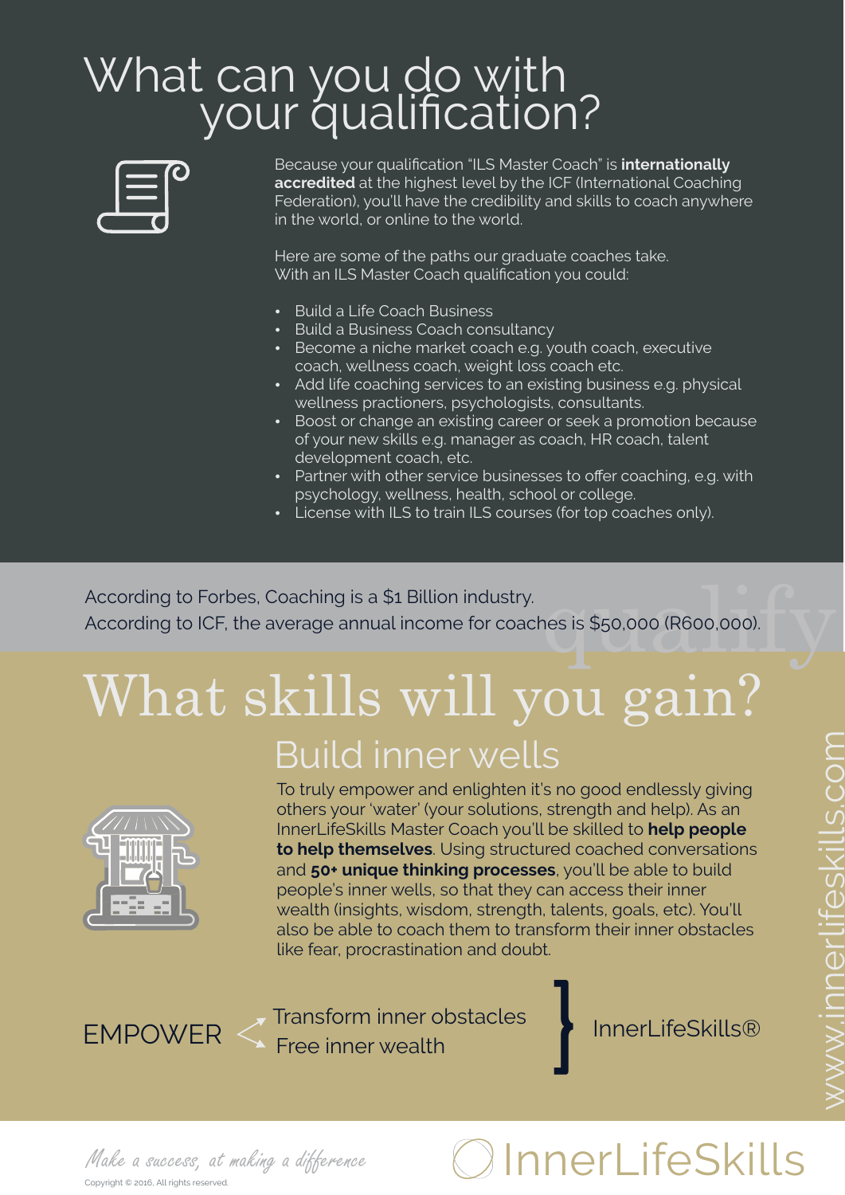# What can you do with your qualification?

Because your qualification "ILS Master Coach" is **internationally accredited** at the highest level by the ICF (International Coaching Federation), you'll have the credibility and skills to coach anywhere in the world, or online to the world.

Here are some of the paths our graduate coaches take.
With an ILS Master Coach qualification you could:

- Build a Life Coach Business
- Build a Business Coach consultancy
- Become a niche market coach e.g. youth coach, executive coach, wellness coach, weight loss coach etc.
- Add life coaching services to an existing business e.g. physical wellness practioners, psychologists, consultants.
- Boost or change an existing career or seek a promotion because of your new skills e.g. manager as coach, HR coach, talent development coach, etc.
- Partner with other service businesses to offer coaching, e.g. with psychology, wellness, health, school or college.
- License with ILS to train ILS courses (for top coaches only).

According to Forbes, Coaching is a $1 Billion industry.
According to ICF, the average annual income for coaches is $50,000 (R600,000).

# What skills will you gain?

## Build inner wells

To truly empower and enlighten it's no good endlessly giving others your 'water' (your solutions, strength and help). As an InnerLifeSkills Master Coach you'll be skilled to **help people to help themselves**. Using structured coached conversations and **50+ unique thinking processes**, you'll be able to build people's inner wells, so that they can access their inner wealth (insights, wisdom, strength, talents, goals, etc). You'll also be able to coach them to transform their inner obstacles like fear, procrastination and doubt.

EMPOWER < Transform inner obstacles / Free inner wealth } InnerLifeSkills®

www.innerlifeskills.com

*Make a success, at making a difference*

Copyright © 2016, All rights reserved.

InnerLifeSkills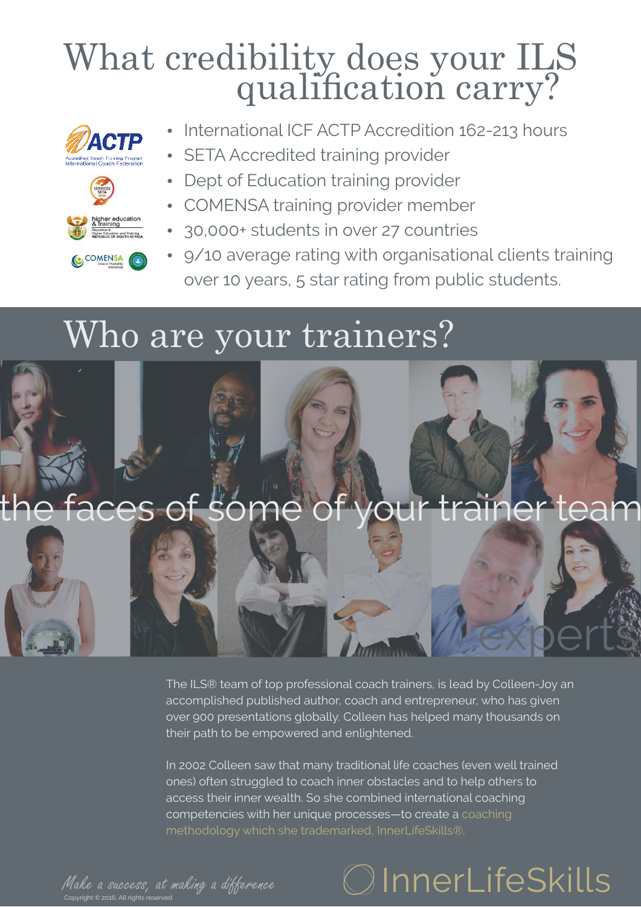# What credibility does your ILS qualification carry?

- International ICF ACTP Accredition 162-213 hours
- SETA Accredited training provider
- Dept of Education training provider
- COMENSA training provider member
- 30,000+ students in over 27 countries
- 9/10 average rating with organisational clients training over 10 years, 5 star rating from public students.

# Who are your trainers?

the faces of some of your trainer team

experts

The ILS® team of top professional coach trainers, is lead by Colleen-Joy an accomplished published author, coach and entrepreneur, who has given over 900 presentations globally. Colleen has helped many thousands on their path to be empowered and enlightened.

In 2002 Colleen saw that many traditional life coaches (even well trained ones) often struggled to coach inner obstacles and to help others to access their inner wealth. So she combined international coaching competencies with her unique processes—to create a coaching methodology which she trademarked, InnerLifeSkills®.

*Make a success, at making a difference*

Copyright © 2016, All rights reserved.

InnerLifeSkills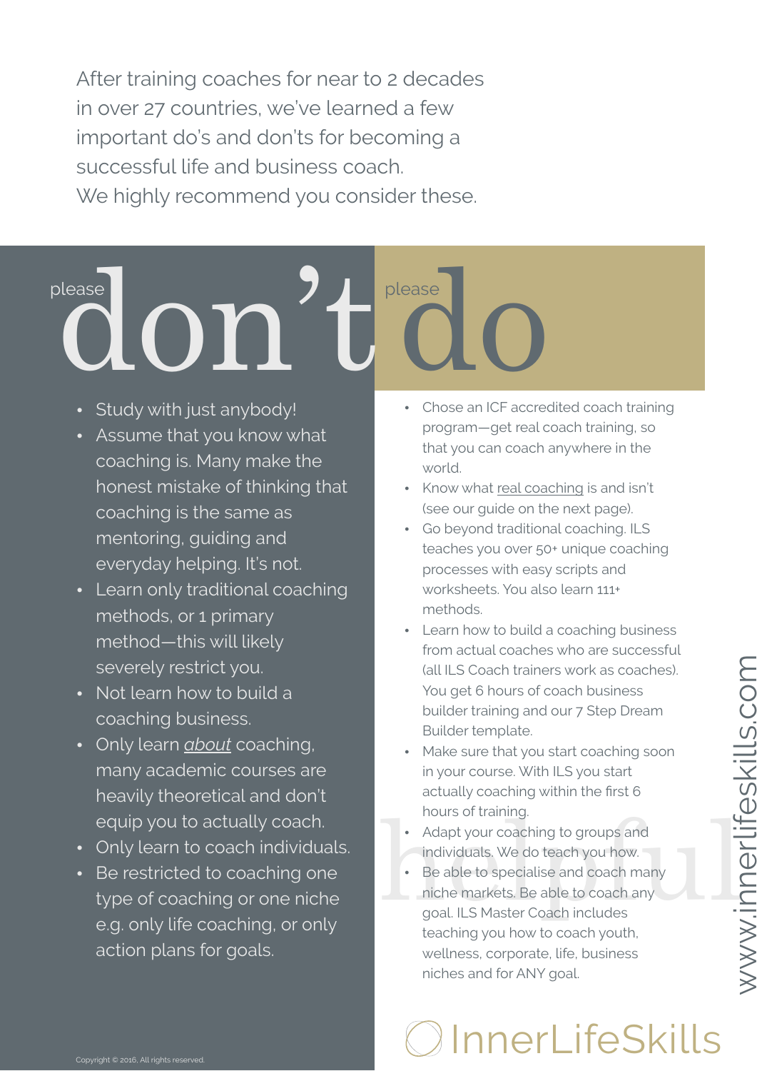After training coaches for near to 2 decades in over 27 countries, we've learned a few important do's and don'ts for becoming a successful life and business coach. We highly recommend you consider these.

## please don't

- Study with just anybody!
- Assume that you know what coaching is. Many make the honest mistake of thinking that coaching is the same as mentoring, guiding and everyday helping. It's not.
- Learn only traditional coaching methods, or 1 primary method—this will likely severely restrict you.
- Not learn how to build a coaching business.
- Only learn *about* coaching, many academic courses are heavily theoretical and don't equip you to actually coach.
- Only learn to coach individuals.
- Be restricted to coaching one type of coaching or one niche e.g. only life coaching, or only action plans for goals.

## please do

- Chose an ICF accredited coach training program—get real coach training, so that you can coach anywhere in the world.
- Know what real coaching is and isn't (see our guide on the next page).
- Go beyond traditional coaching. ILS teaches you over 50+ unique coaching processes with easy scripts and worksheets. You also learn 111+ methods.
- Learn how to build a coaching business from actual coaches who are successful (all ILS Coach trainers work as coaches). You get 6 hours of coach business builder training and our 7 Step Dream Builder template.
- Make sure that you start coaching soon in your course. With ILS you start actually coaching within the first 6 hours of training.
- Adapt your coaching to groups and individuals. We do teach you how.
- Be able to specialise and coach many niche markets. Be able to coach any goal. ILS Master Coach includes teaching you how to coach youth, wellness, corporate, life, business niches and for ANY goal.

helpful

www.innerlifeskills.com

InnerLifeSkills

Copyright © 2016, All rights reserved.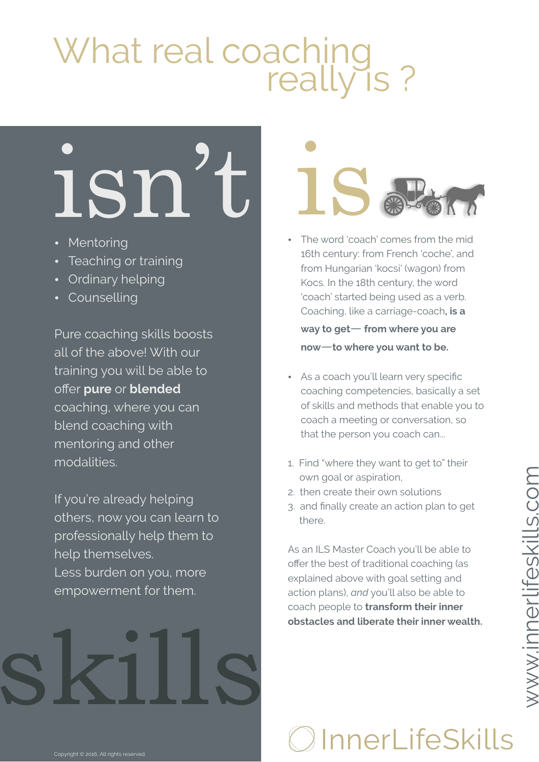# What real coaching really is ?

## isn't

- Mentoring
- Teaching or training
- Ordinary helping
- Counselling

Pure coaching skills boosts all of the above! With our training you will be able to offer **pure** or **blended** coaching, where you can blend coaching with mentoring and other modalities.

If you're already helping others, now you can learn to professionally help them to help themselves.
Less burden on you, more empowerment for them.

## skills

## is

- The word 'coach' comes from the mid 16th century: from French 'coche', and from Hungarian 'kocsi' (wagon) from Kocs. In the 18th century, the word 'coach' started being used as a verb. Coaching, like a carriage-coach**, is a way to get— from where you are now—to where you want to be.**

- As a coach you'll learn very specific coaching competencies, basically a set of skills and methods that enable you to coach a meeting or conversation, so that the person you coach can...

1. Find "where they want to get to" their own goal or aspiration,
2. then create their own solutions
3. and finally create an action plan to get there.

As an ILS Master Coach you'll be able to offer the best of traditional coaching (as explained above with goal setting and action plans), *and* you'll also be able to coach people to **transform their inner obstacles and liberate their inner wealth.**

www.innerlifeskills.com

InnerLifeSkills

Copyright © 2016, All rights reserved.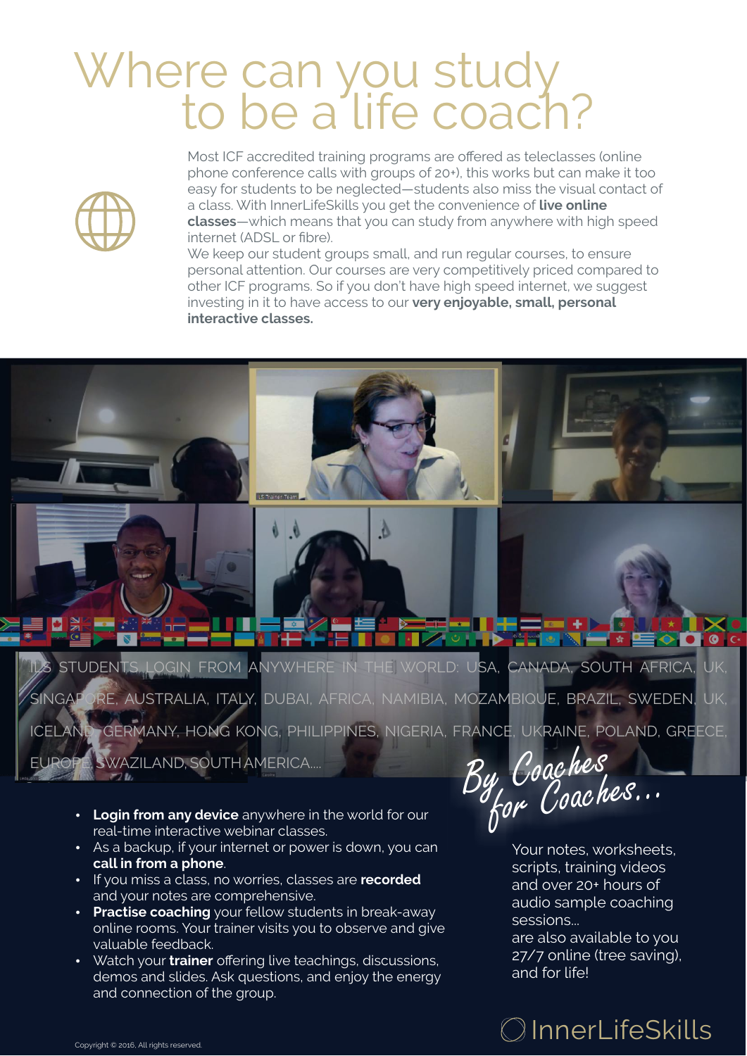# Where can you study to be a life coach?

Most ICF accredited training programs are offered as teleclasses (online phone conference calls with groups of 20+), this works but can make it too easy for students to be neglected—students also miss the visual contact of a class. With InnerLifeSkills you get the convenience of **live online classes**—which means that you can study from anywhere with high speed internet (ADSL or fibre).

We keep our student groups small, and run regular courses, to ensure personal attention. Our courses are very competitively priced compared to other ICF programs. So if you don't have high speed internet, we suggest investing in it to have access to our **very enjoyable, small, personal interactive classes.**

ILS STUDENTS LOGIN FROM ANYWHERE IN THE WORLD: USA, CANADA, SOUTH AFRICA, UK, SINGAPORE, AUSTRALIA, ITALY, DUBAI, AFRICA, NAMIBIA, MOZAMBIQUE, BRAZIL, SWEDEN, UK, ICELAND, GERMANY, HONG KONG, PHILIPPINES, NIGERIA, FRANCE, UKRAINE, POLAND, GREECE, EUROPE, SWAZILAND, SOUTH AMERICA....

- **Login from any device** anywhere in the world for our real-time interactive webinar classes.
- As a backup, if your internet or power is down, you can **call in from a phone**.
- If you miss a class, no worries, classes are **recorded** and your notes are comprehensive.
- **Practise coaching** your fellow students in break-away online rooms. Your trainer visits you to observe and give valuable feedback.
- Watch your **trainer** offering live teachings, discussions, demos and slides. Ask questions, and enjoy the energy and connection of the group.

*By Coaches for Coaches...*

Your notes, worksheets, scripts, training videos and over 20+ hours of audio sample coaching sessions...
are also available to you 27/7 online (tree saving), and for life!

InnerLifeSkills

Copyright © 2016, All rights reserved.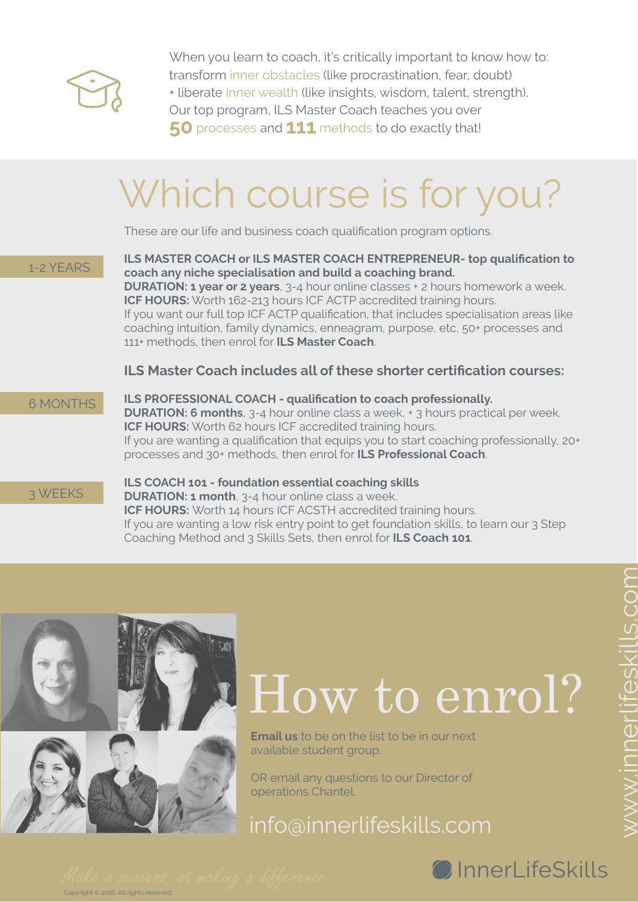When you learn to coach, it's critically important to know how to:
transform inner obstacles (like procrastination, fear, doubt)
+ liberate inner wealth (like insights, wisdom, talent, strength).
Our top program, ILS Master Coach teaches you over
**50** processes and **111** methods to do exactly that!

# Which course is for you?

These are our life and business coach qualification program options.

1-2 YEARS

**ILS MASTER COACH or ILS MASTER COACH ENTREPRENEUR- top qualification to coach any niche specialisation and build a coaching brand.**
**DURATION: 1 year or 2 years**, 3-4 hour online classes + 2 hours homework a week.
**ICF HOURS:** Worth 162-213 hours ICF ACTP accredited training hours.
If you want our full top ICF ACTP qualification, that includes specialisation areas like coaching intuition, family dynamics, enneagram, purpose, etc, 50+ processes and 111+ methods, then enrol for **ILS Master Coach**.

## ILS Master Coach includes all of these shorter certification courses:

6 MONTHS

**ILS PROFESSIONAL COACH - qualification to coach professionally.**
**DURATION: 6 months**, 3-4 hour online class a week, + 3 hours practical per week.
**ICF HOURS:** Worth 62 hours ICF accredited training hours.
If you are wanting a qualification that equips you to start coaching professionally, 20+ processes and 30+ methods, then enrol for **ILS Professional Coach**.

3 WEEKS

**ILS COACH 101 - foundation essential coaching skills**
**DURATION: 1 month**, 3-4 hour online class a week.
**ICF HOURS:** Worth 14 hours ICF ACSTH accredited training hours.
If you are wanting a low risk entry point to get foundation skills, to learn our 3 Step Coaching Method and 3 Skills Sets, then enrol for **ILS Coach 101**.

# How to enrol?

**Email us** to be on the list to be in our next available student group.

OR email any questions to our Director of operations Chantel.

info@innerlifeskills.com

www.innerlifeskills.com

InnerLifeSkills

*Make a success, at making a difference*

Copyright © 2016, All rights reserved.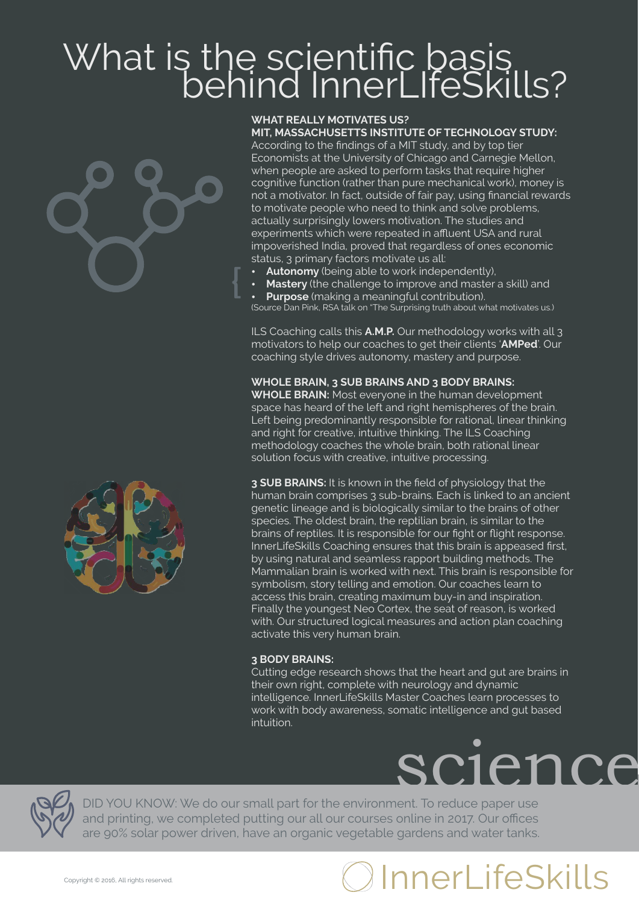# What is the scientific basis behind InnerLIfeSkills?

**WHAT REALLY MOTIVATES US?**
**MIT, MASSACHUSETTS INSTITUTE OF TECHNOLOGY STUDY:**
According to the findings of a MIT study, and by top tier Economists at the University of Chicago and Carnegie Mellon, when people are asked to perform tasks that require higher cognitive function (rather than pure mechanical work), money is not a motivator. In fact, outside of fair pay, using financial rewards to motivate people who need to think and solve problems, actually surprisingly lowers motivation. The studies and experiments which were repeated in affluent USA and rural impoverished India, proved that regardless of ones economic status, 3 primary factors motivate us all:

- **Autonomy** (being able to work independently),
- **Mastery** (the challenge to improve and master a skill) and
- **Purpose** (making a meaningful contribution).

(Source Dan Pink, RSA talk on "The Surprising truth about what motivates us.)

ILS Coaching calls this **A.M.P.** Our methodology works with all 3 motivators to help our coaches to get their clients '**AMPed**'. Our coaching style drives autonomy, mastery and purpose.

**WHOLE BRAIN, 3 SUB BRAINS AND 3 BODY BRAINS:**
**WHOLE BRAIN:** Most everyone in the human development space has heard of the left and right hemispheres of the brain. Left being predominantly responsible for rational, linear thinking and right for creative, intuitive thinking. The ILS Coaching methodology coaches the whole brain, both rational linear solution focus with creative, intuitive processing.

**3 SUB BRAINS:** It is known in the field of physiology that the human brain comprises 3 sub-brains. Each is linked to an ancient genetic lineage and is biologically similar to the brains of other species. The oldest brain, the reptilian brain, is similar to the brains of reptiles. It is responsible for our fight or flight response. InnerLifeSkills Coaching ensures that this brain is appeased first, by using natural and seamless rapport building methods. The Mammalian brain is worked with next. This brain is responsible for symbolism, story telling and emotion. Our coaches learn to access this brain, creating maximum buy-in and inspiration. Finally the youngest Neo Cortex, the seat of reason, is worked with. Our structured logical measures and action plan coaching activate this very human brain.

**3 BODY BRAINS:**
Cutting edge research shows that the heart and gut are brains in their own right, complete with neurology and dynamic intelligence. InnerLifeSkills Master Coaches learn processes to work with body awareness, somatic intelligence and gut based intuition.

science

DID YOU KNOW: We do our small part for the environment. To reduce paper use and printing, we completed putting our all our courses online in 2017. Our offices are 90% solar power driven, have an organic vegetable gardens and water tanks.

Copyright © 2016, All rights reserved.

InnerLifeSkills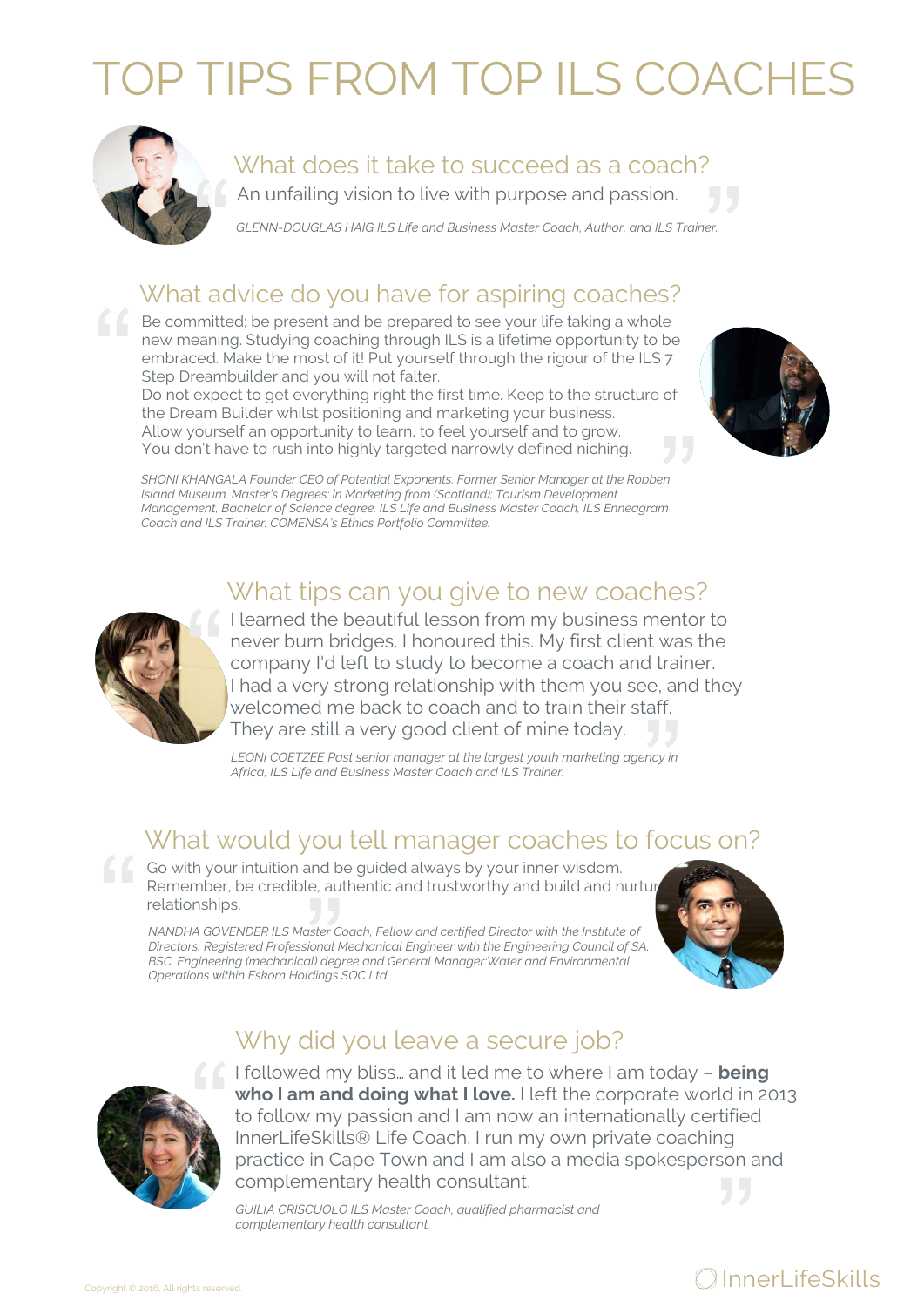# TOP TIPS FROM TOP ILS COACHES

## What does it take to succeed as a coach?

An unfailing vision to live with purpose and passion.

*GLENN-DOUGLAS HAIG ILS Life and Business Master Coach, Author, and ILS Trainer.*

## What advice do you have for aspiring coaches?

Be committed; be present and be prepared to see your life taking a whole new meaning. Studying coaching through ILS is a lifetime opportunity to be embraced. Make the most of it! Put yourself through the rigour of the ILS 7 Step Dreambuilder and you will not falter.
Do not expect to get everything right the first time. Keep to the structure of the Dream Builder whilst positioning and marketing your business.
Allow yourself an opportunity to learn, to feel yourself and to grow.
You don't have to rush into highly targeted narrowly defined niching.

*SHONI KHANGALA Founder CEO of Potential Exponents. Former Senior Manager at the Robben Island Museum. Master's Degrees: in Marketing from (Scotland); Tourism Development Management, Bachelor of Science degree. ILS Life and Business Master Coach, ILS Enneagram Coach and ILS Trainer. COMENSA's Ethics Portfolio Committee.*

## What tips can you give to new coaches?

I learned the beautiful lesson from my business mentor to never burn bridges. I honoured this. My first client was the company I'd left to study to become a coach and trainer. I had a very strong relationship with them you see, and they welcomed me back to coach and to train their staff. They are still a very good client of mine today.

*LEONI COETZEE Past senior manager at the largest youth marketing agency in Africa, ILS Life and Business Master Coach and ILS Trainer.*

## What would you tell manager coaches to focus on?

Go with your intuition and be guided always by your inner wisdom. Remember, be credible, authentic and trustworthy and build and nurture relationships.

*NANDHA GOVENDER ILS Master Coach, Fellow and certified Director with the Institute of Directors, Registered Professional Mechanical Engineer with the Engineering Council of SA, BSC. Engineering (mechanical) degree and General Manager:Water and Environmental Operations within Eskom Holdings SOC Ltd.*

## Why did you leave a secure job?

I followed my bliss… and it led me to where I am today – **being who I am and doing what I love.** I left the corporate world in 2013 to follow my passion and I am now an internationally certified InnerLifeSkills® Life Coach. I run my own private coaching practice in Cape Town and I am also a media spokesperson and complementary health consultant.

*GUILIA CRISCUOLO ILS Master Coach, qualified pharmacist and complementary health consultant.*

Copyright © 2016. All rights reserved.

InnerLifeSkills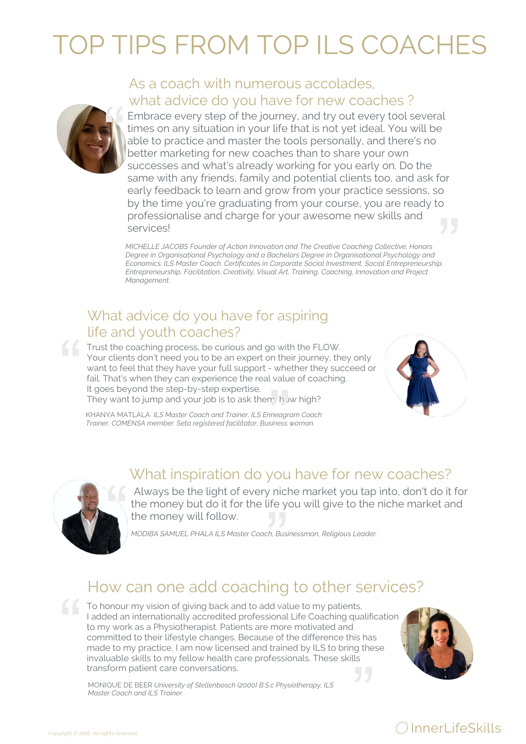# TOP TIPS FROM TOP ILS COACHES

## As a coach with numerous accolades, what advice do you have for new coaches ?

"Embrace every step of the journey, and try out every tool several times on any situation in your life that is not yet ideal. You will be able to practice and master the tools personally, and there's no better marketing for new coaches than to share your own successes and what's already working for you early on. Do the same with any friends, family and potential clients too, and ask for early feedback to learn and grow from your practice sessions, so by the time you're graduating from your course, you are ready to professionalise and charge for your awesome new skills and services!"

*MICHELLE JACOBS Founder of Action Innovation and The Creative Coaching Collective. Honors Degree in Organisational Psychology and a Bachelors Degree in Organisational Psychology and Economics. ILS Master Coach. Certificates in Corporate Social Investment, Social Entrepreneurship, Entrepreneurship, Facilitation, Creativity, Visual Art, Training, Coaching, Innovation and Project Management.*

## What advice do you have for aspiring life and youth coaches?

"Trust the coaching process, be curious and go with the FLOW. Your clients don't need you to be an expert on their journey, they only want to feel that they have your full support - whether they succeed or fail. That's when they can experience the real value of coaching. It goes beyond the step-by-step expertise. They want to jump and your job is to ask them how high?"

KHANYA MATLALA *ILS Master Coach and Trainer, ILS Enneagram Coach Trainer, COMENSA member. Seta registered facilitator, Business woman.*

## What inspiration do you have for new coaches?

"Always be the light of every niche market you tap into, don't do it for the money but do it for the life you will give to the niche market and the money will follow."

*MODIBA SAMUEL PHALA ILS Master Coach, Businessman, Religious Leader.*

## How can one add coaching to other services?

"To honour my vision of giving back and to add value to my patients, I added an internationally accredited professional Life Coaching qualification to my work as a Physiotherapist. Patients are more motivated and committed to their lifestyle changes. Because of the difference this has made to my practice, I am now licensed and trained by ILS to bring these invaluable skills to my fellow health care professionals. These skills transform patient care conversations."

MONIQUE DE BEER *University of Stellenbosch (2000) B.S.c Physiotherapy, ILS Master Coach and ILS Trainer.*

Copyright © 2016, All rights reserved.

InnerLifeSkills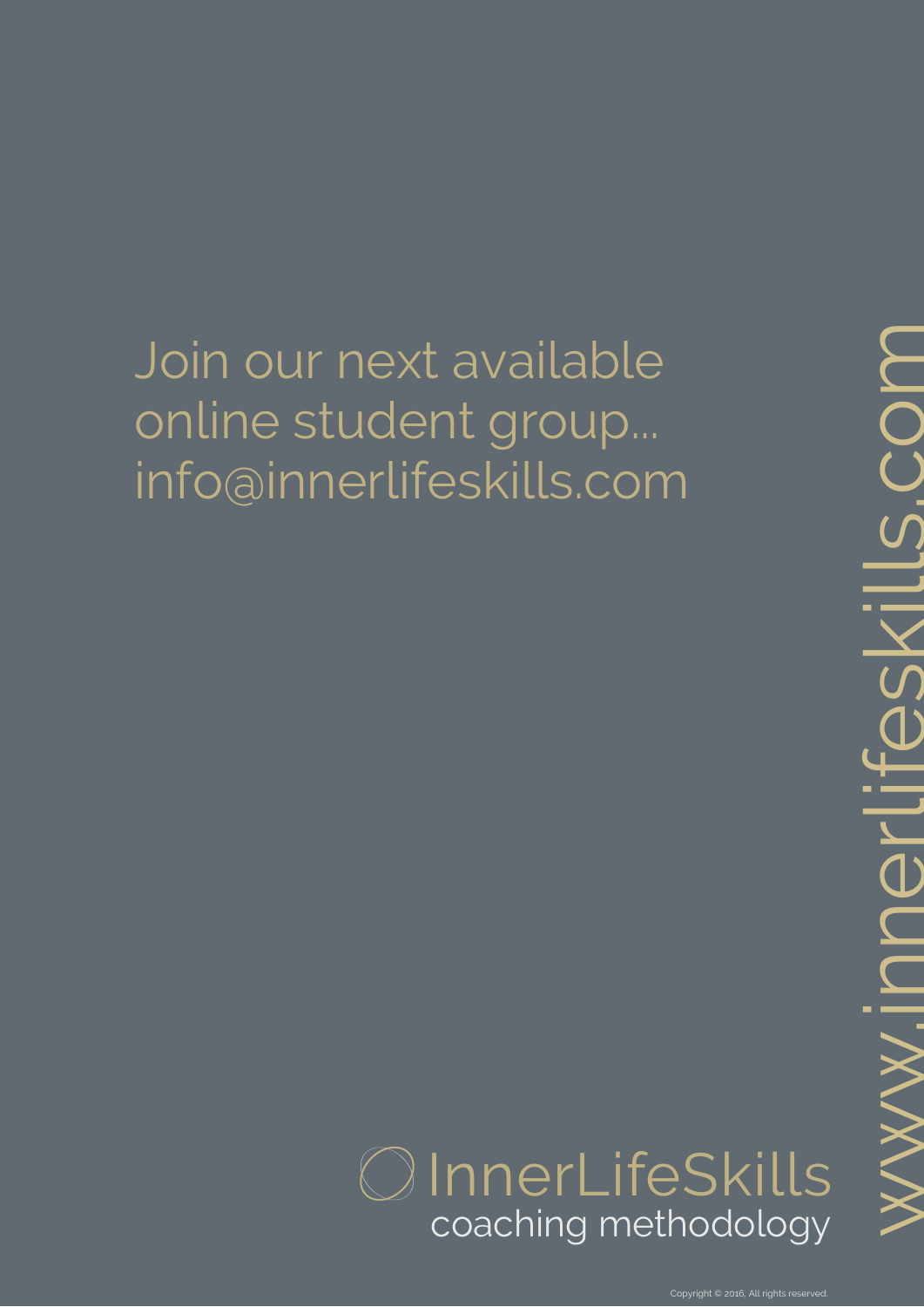Join our next available online student group...
info@innerlifeskills.com

www.innerlifeskills.com

InnerLifeSkills
coaching methodology

Copyright © 2016, All rights reserved.